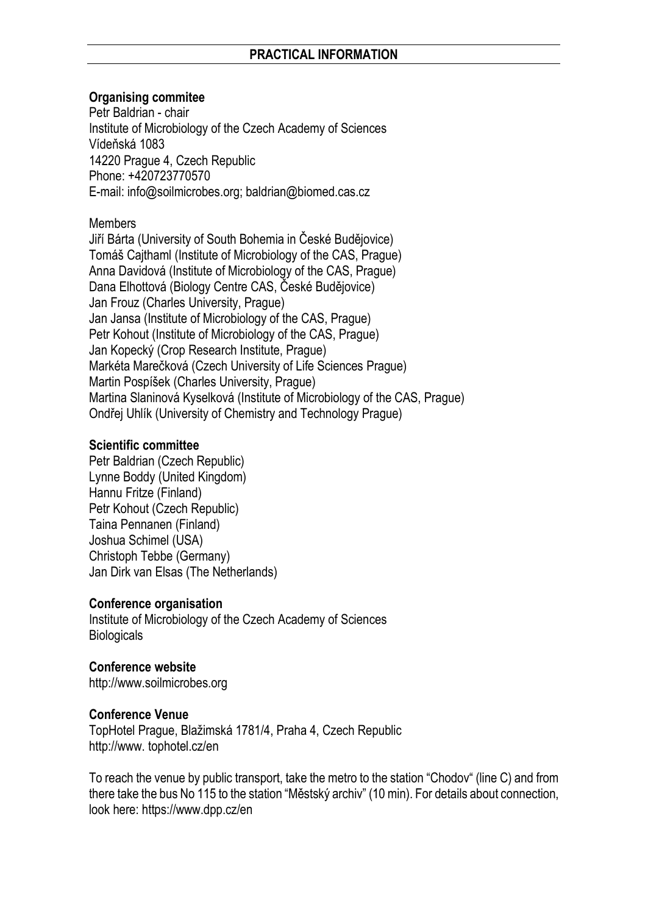## PRACTICAL INFORMATION

**Organising commitee**

Petr Baldrian - chair
Institute of Microbiology of the Czech Academy of Sciences
Vídeňská 1083
14220 Prague 4, Czech Republic
Phone: +420723770570
E-mail: info@soilmicrobes.org; baldrian@biomed.cas.cz

Members

Jiří Bárta (University of South Bohemia in České Budějovice)
Tomáš Cajthaml (Institute of Microbiology of the CAS, Prague)
Anna Davidová (Institute of Microbiology of the CAS, Prague)
Dana Elhottová (Biology Centre CAS, České Budějovice)
Jan Frouz (Charles University, Prague)
Jan Jansa (Institute of Microbiology of the CAS, Prague)
Petr Kohout (Institute of Microbiology of the CAS, Prague)
Jan Kopecký (Crop Research Institute, Prague)
Markéta Marečková (Czech University of Life Sciences Prague)
Martin Pospíšek (Charles University, Prague)
Martina Slaninová Kyselková (Institute of Microbiology of the CAS, Prague)
Ondřej Uhlík (University of Chemistry and Technology Prague)

**Scientific committee**

Petr Baldrian (Czech Republic)
Lynne Boddy (United Kingdom)
Hannu Fritze (Finland)
Petr Kohout (Czech Republic)
Taina Pennanen (Finland)
Joshua Schimel (USA)
Christoph Tebbe (Germany)
Jan Dirk van Elsas (The Netherlands)

**Conference organisation**

Institute of Microbiology of the Czech Academy of Sciences
Biologicals

**Conference website**

http://www.soilmicrobes.org

**Conference Venue**

TopHotel Prague, Blažimská 1781/4, Praha 4, Czech Republic
http://www. tophotel.cz/en

To reach the venue by public transport, take the metro to the station "Chodov" (line C) and from there take the bus No 115 to the station "Městský archiv" (10 min). For details about connection, look here: https://www.dpp.cz/en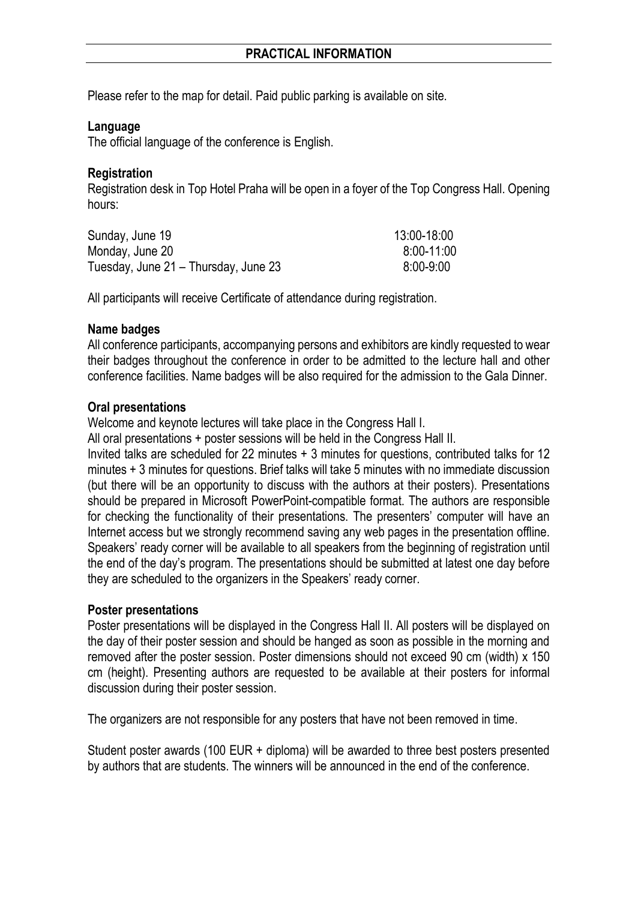## PRACTICAL INFORMATION

Please refer to the map for detail. Paid public parking is available on site.

### Language

The official language of the conference is English.

### Registration

Registration desk in Top Hotel Praha will be open in a foyer of the Top Congress Hall. Opening hours:

| | |
|---|---|
| Sunday, June 19 | 13:00-18:00 |
| Monday, June 20 | 8:00-11:00 |
| Tuesday, June 21 – Thursday, June 23 | 8:00-9:00 |

All participants will receive Certificate of attendance during registration.

### Name badges

All conference participants, accompanying persons and exhibitors are kindly requested to wear their badges throughout the conference in order to be admitted to the lecture hall and other conference facilities. Name badges will be also required for the admission to the Gala Dinner.

### Oral presentations

Welcome and keynote lectures will take place in the Congress Hall I.

All oral presentations + poster sessions will be held in the Congress Hall II.

Invited talks are scheduled for 22 minutes + 3 minutes for questions, contributed talks for 12 minutes + 3 minutes for questions. Brief talks will take 5 minutes with no immediate discussion (but there will be an opportunity to discuss with the authors at their posters). Presentations should be prepared in Microsoft PowerPoint-compatible format. The authors are responsible for checking the functionality of their presentations. The presenters' computer will have an Internet access but we strongly recommend saving any web pages in the presentation offline. Speakers' ready corner will be available to all speakers from the beginning of registration until the end of the day's program. The presentations should be submitted at latest one day before they are scheduled to the organizers in the Speakers' ready corner.

### Poster presentations

Poster presentations will be displayed in the Congress Hall II. All posters will be displayed on the day of their poster session and should be hanged as soon as possible in the morning and removed after the poster session. Poster dimensions should not exceed 90 cm (width) x 150 cm (height). Presenting authors are requested to be available at their posters for informal discussion during their poster session.

The organizers are not responsible for any posters that have not been removed in time.

Student poster awards (100 EUR + diploma) will be awarded to three best posters presented by authors that are students. The winners will be announced in the end of the conference.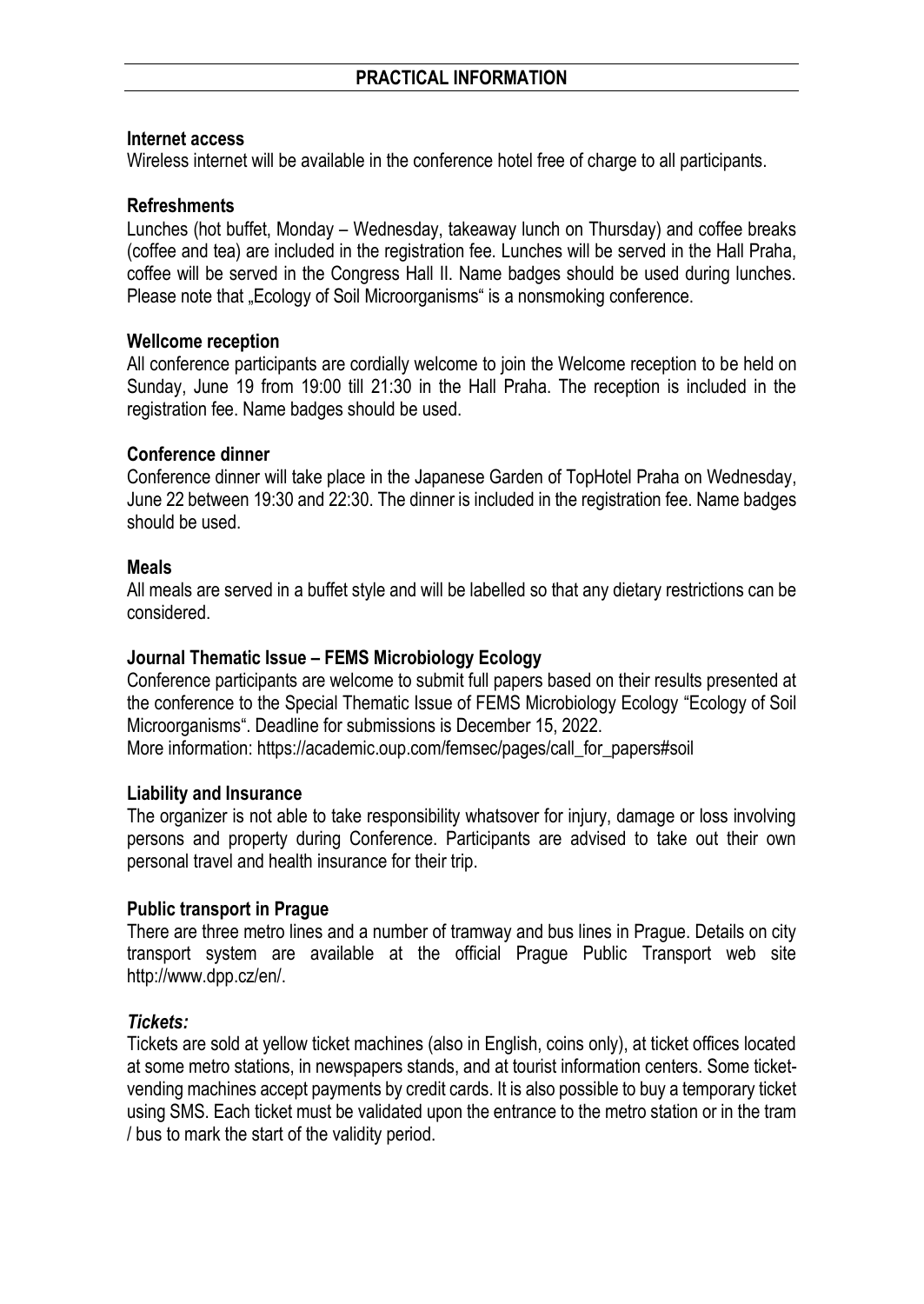## PRACTICAL INFORMATION

### Internet access

Wireless internet will be available in the conference hotel free of charge to all participants.

### Refreshments

Lunches (hot buffet, Monday – Wednesday, takeaway lunch on Thursday) and coffee breaks (coffee and tea) are included in the registration fee. Lunches will be served in the Hall Praha, coffee will be served in the Congress Hall II. Name badges should be used during lunches. Please note that „Ecology of Soil Microorganisms" is a nonsmoking conference.

### Wellcome reception

All conference participants are cordially welcome to join the Welcome reception to be held on Sunday, June 19 from 19:00 till 21:30 in the Hall Praha. The reception is included in the registration fee. Name badges should be used.

### Conference dinner

Conference dinner will take place in the Japanese Garden of TopHotel Praha on Wednesday, June 22 between 19:30 and 22:30. The dinner is included in the registration fee. Name badges should be used.

### Meals

All meals are served in a buffet style and will be labelled so that any dietary restrictions can be considered.

### Journal Thematic Issue – FEMS Microbiology Ecology

Conference participants are welcome to submit full papers based on their results presented at the conference to the Special Thematic Issue of FEMS Microbiology Ecology "Ecology of Soil Microorganisms". Deadline for submissions is December 15, 2022.
More information: https://academic.oup.com/femsec/pages/call_for_papers#soil

### Liability and Insurance

The organizer is not able to take responsibility whatsover for injury, damage or loss involving persons and property during Conference. Participants are advised to take out their own personal travel and health insurance for their trip.

### Public transport in Prague

There are three metro lines and a number of tramway and bus lines in Prague. Details on city transport system are available at the official Prague Public Transport web site http://www.dpp.cz/en/.

#### *Tickets:*

Tickets are sold at yellow ticket machines (also in English, coins only), at ticket offices located at some metro stations, in newspapers stands, and at tourist information centers. Some ticket-vending machines accept payments by credit cards. It is also possible to buy a temporary ticket using SMS. Each ticket must be validated upon the entrance to the metro station or in the tram / bus to mark the start of the validity period.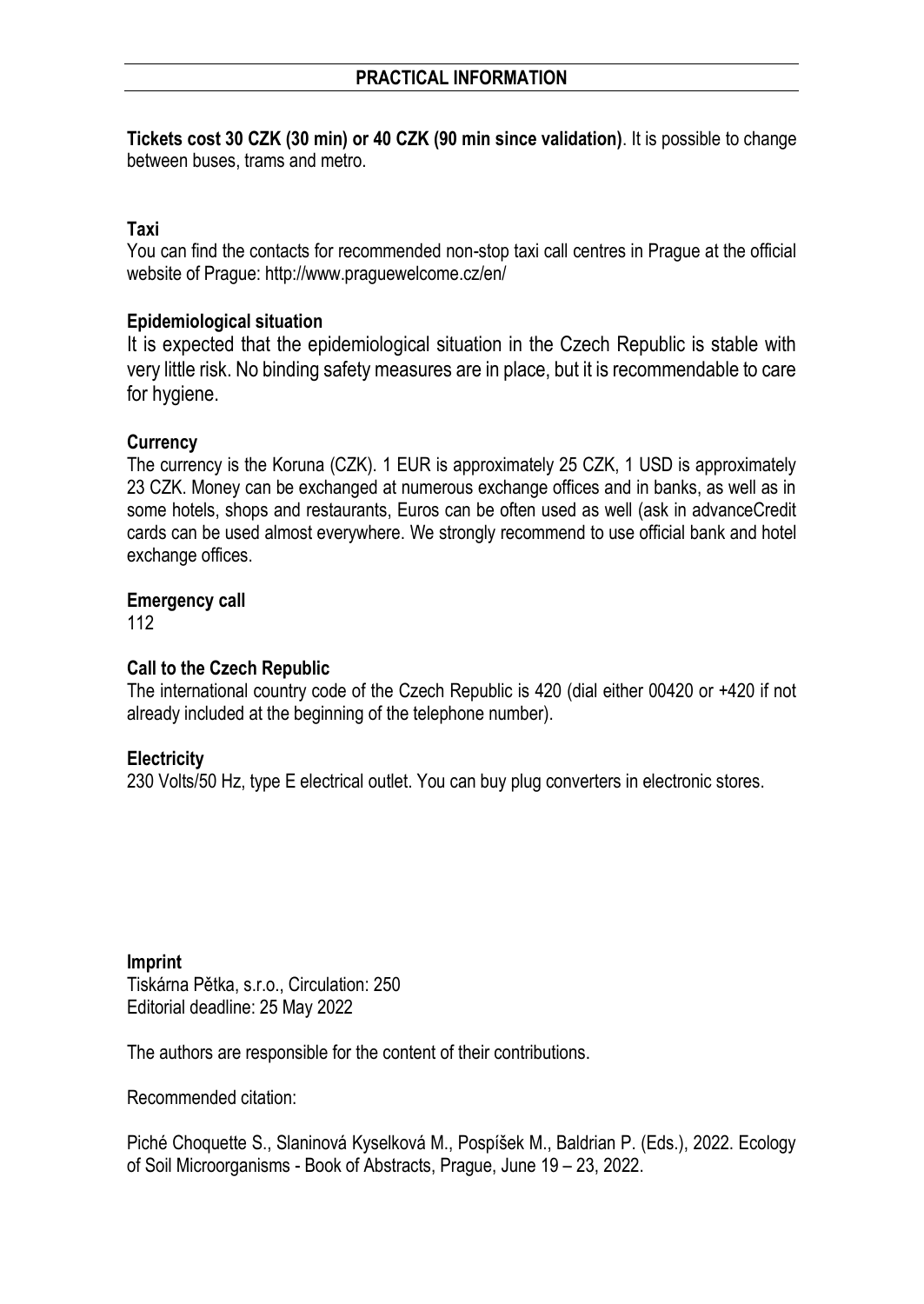## PRACTICAL INFORMATION

**Tickets cost 30 CZK (30 min) or 40 CZK (90 min since validation)**. It is possible to change between buses, trams and metro.

**Taxi**
You can find the contacts for recommended non-stop taxi call centres in Prague at the official website of Prague: http://www.praguewelcome.cz/en/

**Epidemiological situation**
It is expected that the epidemiological situation in the Czech Republic is stable with very little risk. No binding safety measures are in place, but it is recommendable to care for hygiene.

**Currency**
The currency is the Koruna (CZK). 1 EUR is approximately 25 CZK, 1 USD is approximately 23 CZK. Money can be exchanged at numerous exchange offices and in banks, as well as in some hotels, shops and restaurants, Euros can be often used as well (ask in advanceCredit cards can be used almost everywhere. We strongly recommend to use official bank and hotel exchange offices.

**Emergency call**
112

**Call to the Czech Republic**
The international country code of the Czech Republic is 420 (dial either 00420 or +420 if not already included at the beginning of the telephone number).

**Electricity**
230 Volts/50 Hz, type E electrical outlet. You can buy plug converters in electronic stores.

**Imprint**
Tiskárna Pětka, s.r.o., Circulation: 250
Editorial deadline: 25 May 2022

The authors are responsible for the content of their contributions.

Recommended citation:

Piché Choquette S., Slaninová Kyselková M., Pospíšek M., Baldrian P. (Eds.), 2022. Ecology of Soil Microorganisms - Book of Abstracts, Prague, June 19 – 23, 2022.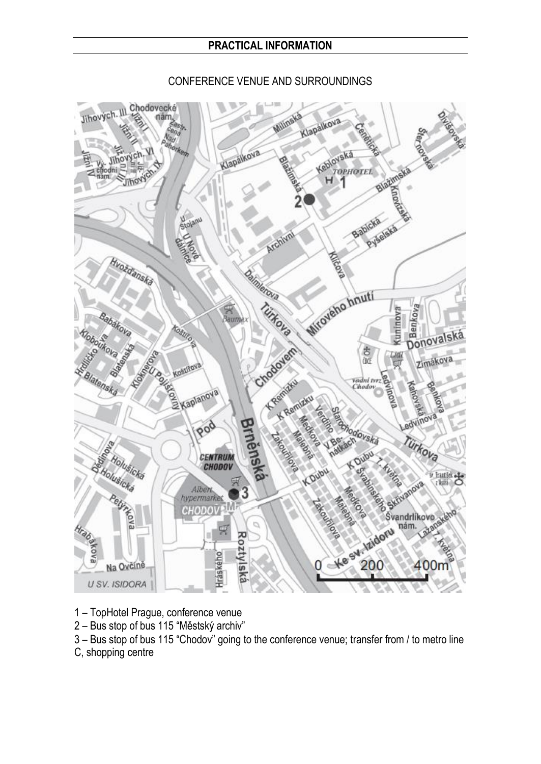## PRACTICAL INFORMATION

CONFERENCE VENUE AND SURROUNDINGS

1 – TopHotel Prague, conference venue

2 – Bus stop of bus 115 "Městský archiv"

3 – Bus stop of bus 115 "Chodov" going to the conference venue; transfer from / to metro line C, shopping centre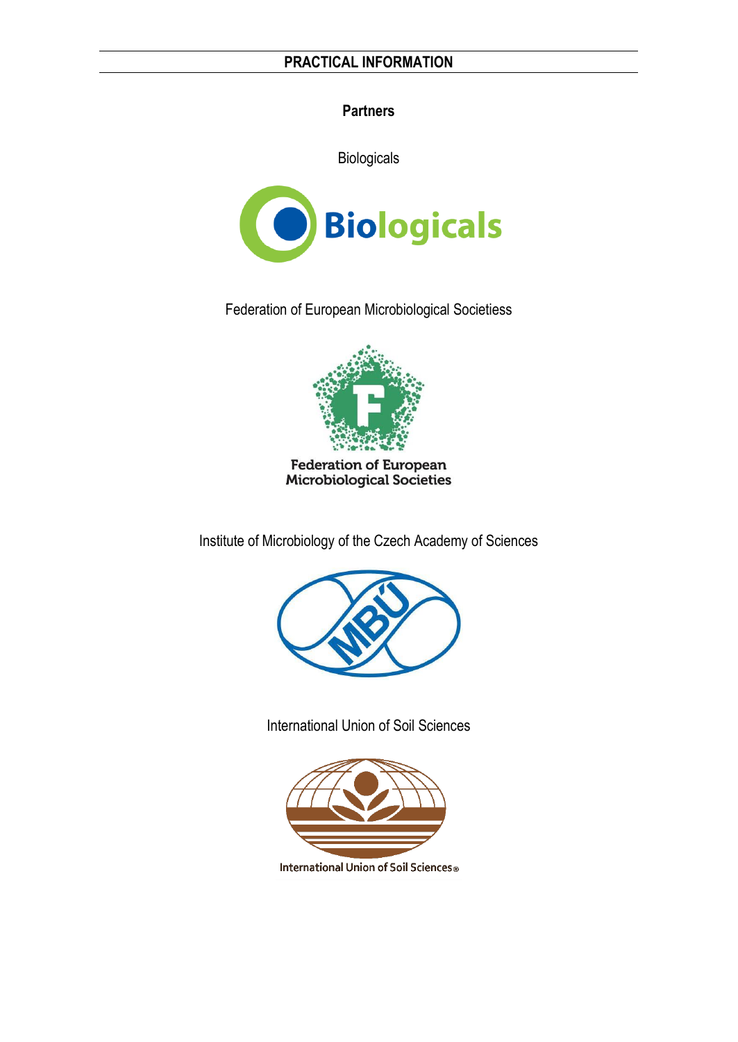## PRACTICAL INFORMATION

### Partners

Biologicals

Federation of European Microbiological Societiess

Institute of Microbiology of the Czech Academy of Sciences

International Union of Soil Sciences